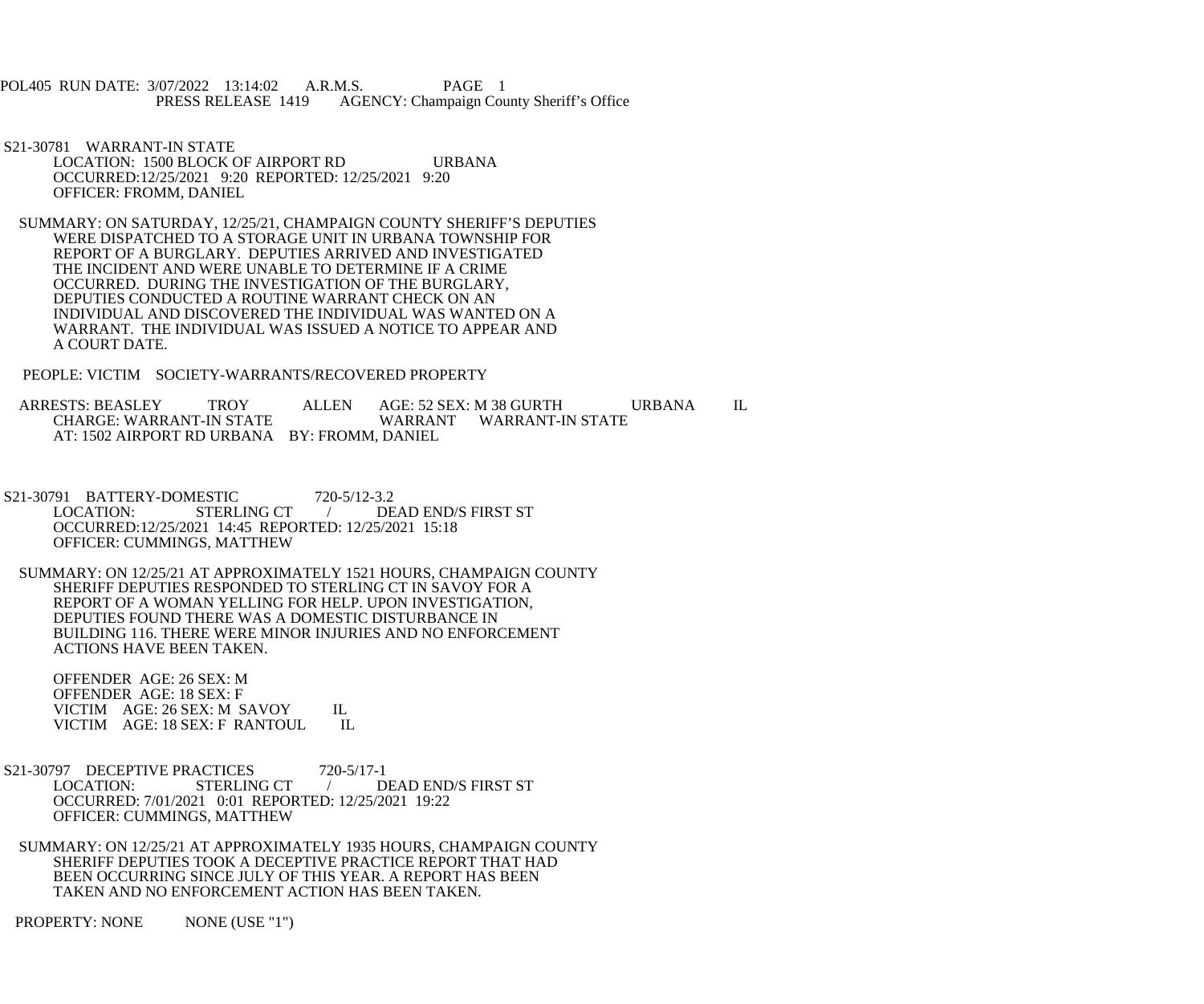POL405 RUN DATE: 3/07/2022 13:14:02 A.R.M.S. PAGE 1
PRESS RELEASE 1419 AGENCY: Champaign County Sheriff's Office

S21-30781 WARRANT-IN STATE
LOCATION: 1500 BLOCK OF AIRPORT RD URBANA
OCCURRED:12/25/2021 9:20 REPORTED: 12/25/2021 9:20
OFFICER: FROMM, DANIEL

SUMMARY: ON SATURDAY, 12/25/21, CHAMPAIGN COUNTY SHERIFF'S DEPUTIES WERE DISPATCHED TO A STORAGE UNIT IN URBANA TOWNSHIP FOR REPORT OF A BURGLARY. DEPUTIES ARRIVED AND INVESTIGATED THE INCIDENT AND WERE UNABLE TO DETERMINE IF A CRIME OCCURRED. DURING THE INVESTIGATION OF THE BURGLARY, DEPUTIES CONDUCTED A ROUTINE WARRANT CHECK ON AN INDIVIDUAL AND DISCOVERED THE INDIVIDUAL WAS WANTED ON A WARRANT. THE INDIVIDUAL WAS ISSUED A NOTICE TO APPEAR AND A COURT DATE.

PEOPLE: VICTIM SOCIETY-WARRANTS/RECOVERED PROPERTY

ARRESTS: BEASLEY TROY ALLEN AGE: 52 SEX: M 38 GURTH URBANA IL
CHARGE: WARRANT-IN STATE WARRANT WARRANT-IN STATE
AT: 1502 AIRPORT RD URBANA BY: FROMM, DANIEL

S21-30791 BATTERY-DOMESTIC 720-5/12-3.2
LOCATION: STERLING CT / DEAD END/S FIRST ST
OCCURRED:12/25/2021 14:45 REPORTED: 12/25/2021 15:18
OFFICER: CUMMINGS, MATTHEW

SUMMARY: ON 12/25/21 AT APPROXIMATELY 1521 HOURS, CHAMPAIGN COUNTY SHERIFF DEPUTIES RESPONDED TO STERLING CT IN SAVOY FOR A REPORT OF A WOMAN YELLING FOR HELP. UPON INVESTIGATION, DEPUTIES FOUND THERE WAS A DOMESTIC DISTURBANCE IN BUILDING 116. THERE WERE MINOR INJURIES AND NO ENFORCEMENT ACTIONS HAVE BEEN TAKEN.

OFFENDER AGE: 26 SEX: M
OFFENDER AGE: 18 SEX: F
VICTIM AGE: 26 SEX: M SAVOY IL
VICTIM AGE: 18 SEX: F RANTOUL IL

S21-30797 DECEPTIVE PRACTICES 720-5/17-1
LOCATION: STERLING CT / DEAD END/S FIRST ST
OCCURRED: 7/01/2021 0:01 REPORTED: 12/25/2021 19:22
OFFICER: CUMMINGS, MATTHEW

SUMMARY: ON 12/25/21 AT APPROXIMATELY 1935 HOURS, CHAMPAIGN COUNTY SHERIFF DEPUTIES TOOK A DECEPTIVE PRACTICE REPORT THAT HAD BEEN OCCURRING SINCE JULY OF THIS YEAR. A REPORT HAS BEEN TAKEN AND NO ENFORCEMENT ACTION HAS BEEN TAKEN.

PROPERTY: NONE NONE (USE "1")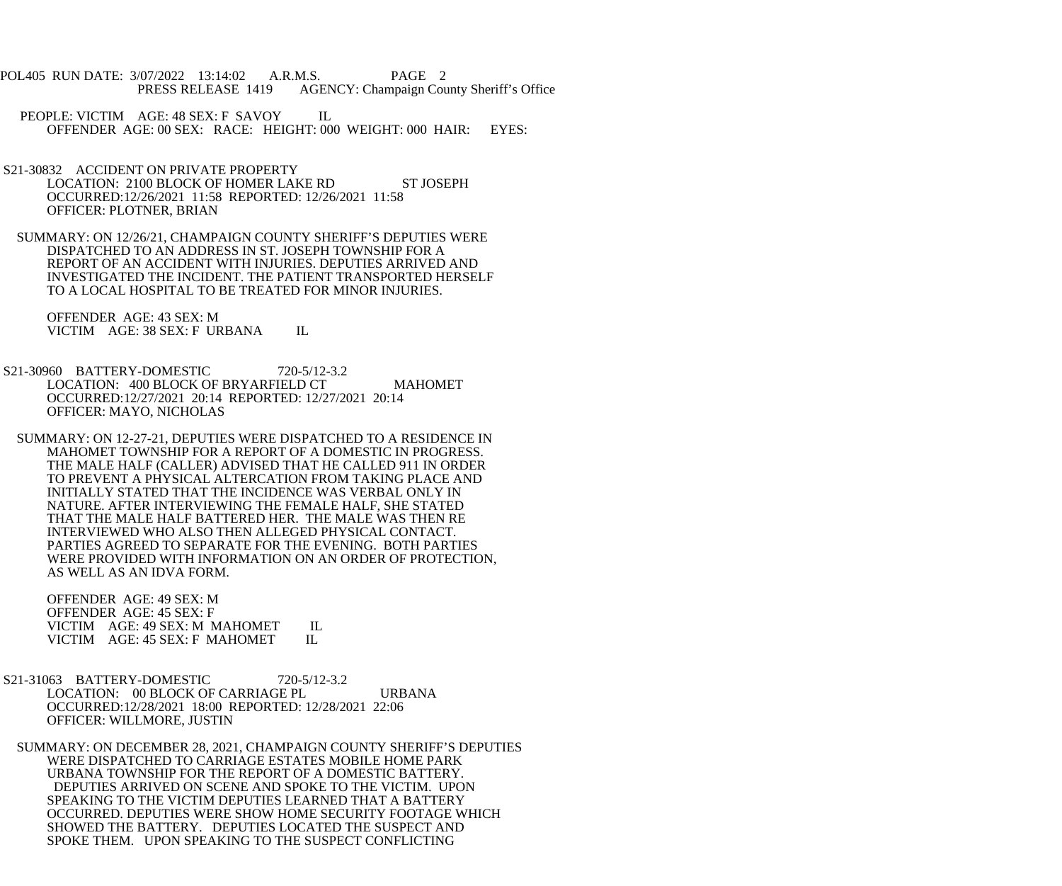POL405 RUN DATE: 3/07/2022 13:14:02 A.R.M.S. PAGE 2
PRESS RELEASE 1419 AGENCY: Champaign County Sheriff's Office

PEOPLE: VICTIM AGE: 48 SEX: F SAVOY IL
OFFENDER AGE: 00 SEX: RACE: HEIGHT: 000 WEIGHT: 000 HAIR: EYES:

S21-30832 ACCIDENT ON PRIVATE PROPERTY
LOCATION: 2100 BLOCK OF HOMER LAKE RD ST JOSEPH
OCCURRED:12/26/2021 11:58 REPORTED: 12/26/2021 11:58
OFFICER: PLOTNER, BRIAN

SUMMARY: ON 12/26/21, CHAMPAIGN COUNTY SHERIFF'S DEPUTIES WERE DISPATCHED TO AN ADDRESS IN ST. JOSEPH TOWNSHIP FOR A REPORT OF AN ACCIDENT WITH INJURIES. DEPUTIES ARRIVED AND INVESTIGATED THE INCIDENT. THE PATIENT TRANSPORTED HERSELF TO A LOCAL HOSPITAL TO BE TREATED FOR MINOR INJURIES.

OFFENDER AGE: 43 SEX: M
VICTIM AGE: 38 SEX: F URBANA IL

S21-30960 BATTERY-DOMESTIC 720-5/12-3.2
LOCATION: 400 BLOCK OF BRYARFIELD CT MAHOMET
OCCURRED:12/27/2021 20:14 REPORTED: 12/27/2021 20:14
OFFICER: MAYO, NICHOLAS

SUMMARY: ON 12-27-21, DEPUTIES WERE DISPATCHED TO A RESIDENCE IN MAHOMET TOWNSHIP FOR A REPORT OF A DOMESTIC IN PROGRESS. THE MALE HALF (CALLER) ADVISED THAT HE CALLED 911 IN ORDER TO PREVENT A PHYSICAL ALTERCATION FROM TAKING PLACE AND INITIALLY STATED THAT THE INCIDENCE WAS VERBAL ONLY IN NATURE. AFTER INTERVIEWING THE FEMALE HALF, SHE STATED THAT THE MALE HALF BATTERED HER. THE MALE WAS THEN RE INTERVIEWED WHO ALSO THEN ALLEGED PHYSICAL CONTACT. PARTIES AGREED TO SEPARATE FOR THE EVENING. BOTH PARTIES WERE PROVIDED WITH INFORMATION ON AN ORDER OF PROTECTION, AS WELL AS AN IDVA FORM.

OFFENDER AGE: 49 SEX: M
OFFENDER AGE: 45 SEX: F
VICTIM AGE: 49 SEX: M MAHOMET IL
VICTIM AGE: 45 SEX: F MAHOMET IL

S21-31063 BATTERY-DOMESTIC 720-5/12-3.2
LOCATION: 00 BLOCK OF CARRIAGE PL URBANA
OCCURRED:12/28/2021 18:00 REPORTED: 12/28/2021 22:06
OFFICER: WILLMORE, JUSTIN

SUMMARY: ON DECEMBER 28, 2021, CHAMPAIGN COUNTY SHERIFF'S DEPUTIES WERE DISPATCHED TO CARRIAGE ESTATES MOBILE HOME PARK URBANA TOWNSHIP FOR THE REPORT OF A DOMESTIC BATTERY. DEPUTIES ARRIVED ON SCENE AND SPOKE TO THE VICTIM. UPON SPEAKING TO THE VICTIM DEPUTIES LEARNED THAT A BATTERY OCCURRED. DEPUTIES WERE SHOW HOME SECURITY FOOTAGE WHICH SHOWED THE BATTERY. DEPUTIES LOCATED THE SUSPECT AND SPOKE THEM. UPON SPEAKING TO THE SUSPECT CONFLICTING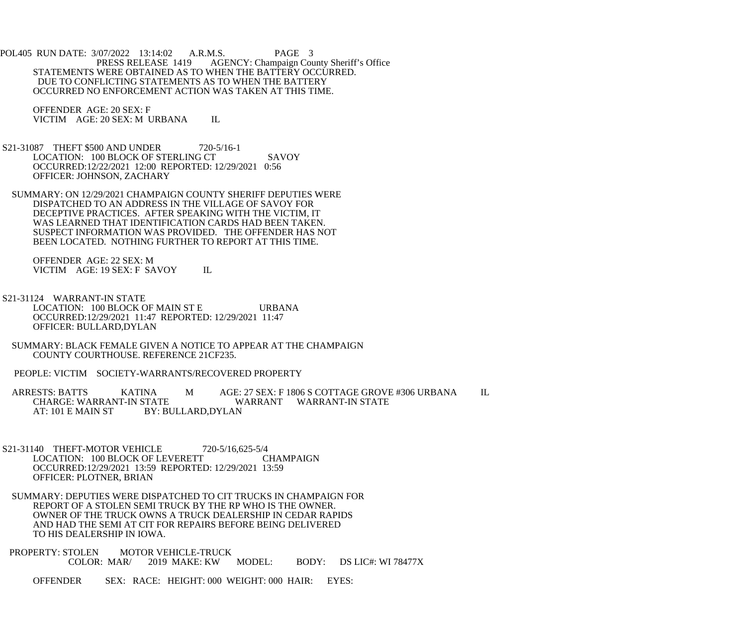STATEMENTS WERE OBTAINED AS TO WHEN THE BATTERY OCCURRED.
DUE TO CONFLICTING STATEMENTS AS TO WHEN THE BATTERY
OCCURRED NO ENFORCEMENT ACTION WAS TAKEN AT THIS TIME.

OFFENDER AGE: 20 SEX: F
VICTIM AGE: 20 SEX: M URBANA IL

S21-31087 THEFT $500 AND UNDER 720-5/16-1
LOCATION: 100 BLOCK OF STERLING CT SAVOY
OCCURRED:12/22/2021 12:00 REPORTED: 12/29/2021 0:56
OFFICER: JOHNSON, ZACHARY

SUMMARY: ON 12/29/2021 CHAMPAIGN COUNTY SHERIFF DEPUTIES WERE
DISPATCHED TO AN ADDRESS IN THE VILLAGE OF SAVOY FOR
DECEPTIVE PRACTICES. AFTER SPEAKING WITH THE VICTIM, IT
WAS LEARNED THAT IDENTIFICATION CARDS HAD BEEN TAKEN.
SUSPECT INFORMATION WAS PROVIDED. THE OFFENDER HAS NOT
BEEN LOCATED. NOTHING FURTHER TO REPORT AT THIS TIME.

OFFENDER AGE: 22 SEX: M
VICTIM AGE: 19 SEX: F SAVOY IL

S21-31124 WARRANT-IN STATE
LOCATION: 100 BLOCK OF MAIN ST E URBANA
OCCURRED:12/29/2021 11:47 REPORTED: 12/29/2021 11:47
OFFICER: BULLARD,DYLAN

SUMMARY: BLACK FEMALE GIVEN A NOTICE TO APPEAR AT THE CHAMPAIGN
COUNTY COURTHOUSE. REFERENCE 21CF235.

PEOPLE: VICTIM SOCIETY-WARRANTS/RECOVERED PROPERTY

ARRESTS: BATTS KATINA M AGE: 27 SEX: F 1806 S COTTAGE GROVE #306 URBANA IL
CHARGE: WARRANT-IN STATE WARRANT WARRANT-IN STATE
AT: 101 E MAIN ST BY: BULLARD,DYLAN

S21-31140 THEFT-MOTOR VEHICLE 720-5/16,625-5/4
LOCATION: 100 BLOCK OF LEVERETT CHAMPAIGN
OCCURRED:12/29/2021 13:59 REPORTED: 12/29/2021 13:59
OFFICER: PLOTNER, BRIAN

SUMMARY: DEPUTIES WERE DISPATCHED TO CIT TRUCKS IN CHAMPAIGN FOR
REPORT OF A STOLEN SEMI TRUCK BY THE RP WHO IS THE OWNER.
OWNER OF THE TRUCK OWNS A TRUCK DEALERSHIP IN CEDAR RAPIDS
AND HAD THE SEMI AT CIT FOR REPAIRS BEFORE BEING DELIVERED
TO HIS DEALERSHIP IN IOWA.

PROPERTY: STOLEN MOTOR VEHICLE-TRUCK
COLOR: MAR/ 2019 MAKE: KW MODEL: BODY: DS LIC#: WI 78477X

OFFENDER SEX: RACE: HEIGHT: 000 WEIGHT: 000 HAIR: EYES: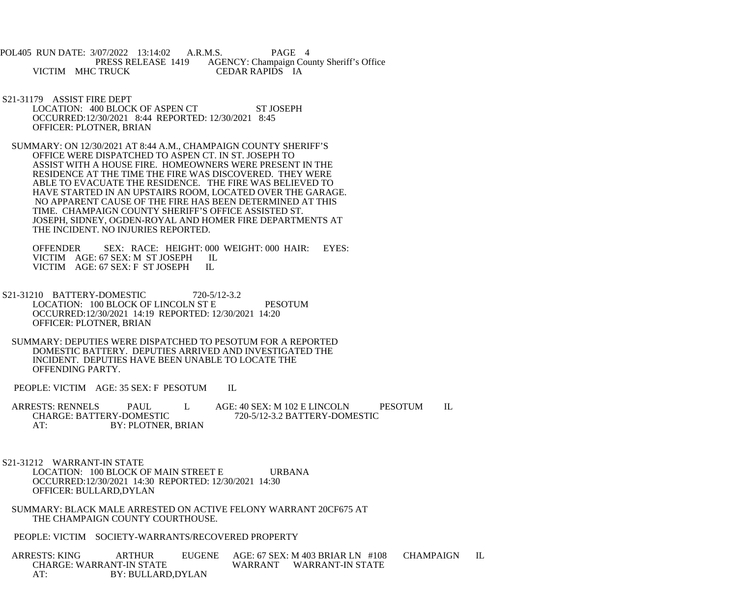VICTIM MHC TRUCK CEDAR RAPIDS IA

S21-31179 ASSIST FIRE DEPT
LOCATION: 400 BLOCK OF ASPEN CT ST JOSEPH
OCCURRED:12/30/2021 8:44 REPORTED: 12/30/2021 8:45
OFFICER: PLOTNER, BRIAN

SUMMARY: ON 12/30/2021 AT 8:44 A.M., CHAMPAIGN COUNTY SHERIFF'S OFFICE WERE DISPATCHED TO ASPEN CT. IN ST. JOSEPH TO ASSIST WITH A HOUSE FIRE. HOMEOWNERS WERE PRESENT IN THE RESIDENCE AT THE TIME THE FIRE WAS DISCOVERED. THEY WERE ABLE TO EVACUATE THE RESIDENCE. THE FIRE WAS BELIEVED TO HAVE STARTED IN AN UPSTAIRS ROOM, LOCATED OVER THE GARAGE. NO APPARENT CAUSE OF THE FIRE HAS BEEN DETERMINED AT THIS TIME. CHAMPAIGN COUNTY SHERIFF'S OFFICE ASSISTED ST. JOSEPH, SIDNEY, OGDEN-ROYAL AND HOMER FIRE DEPARTMENTS AT THE INCIDENT. NO INJURIES REPORTED.

OFFENDER SEX: RACE: HEIGHT: 000 WEIGHT: 000 HAIR: EYES:
VICTIM AGE: 67 SEX: M ST JOSEPH IL
VICTIM AGE: 67 SEX: F ST JOSEPH IL

S21-31210 BATTERY-DOMESTIC 720-5/12-3.2
LOCATION: 100 BLOCK OF LINCOLN ST E PESOTUM
OCCURRED:12/30/2021 14:19 REPORTED: 12/30/2021 14:20
OFFICER: PLOTNER, BRIAN

SUMMARY: DEPUTIES WERE DISPATCHED TO PESOTUM FOR A REPORTED DOMESTIC BATTERY. DEPUTIES ARRIVED AND INVESTIGATED THE INCIDENT. DEPUTIES HAVE BEEN UNABLE TO LOCATE THE OFFENDING PARTY.

PEOPLE: VICTIM AGE: 35 SEX: F PESOTUM IL

ARRESTS: RENNELS PAUL L AGE: 40 SEX: M 102 E LINCOLN PESOTUM IL
CHARGE: BATTERY-DOMESTIC 720-5/12-3.2 BATTERY-DOMESTIC
AT: BY: PLOTNER, BRIAN

S21-31212 WARRANT-IN STATE
LOCATION: 100 BLOCK OF MAIN STREET E URBANA
OCCURRED:12/30/2021 14:30 REPORTED: 12/30/2021 14:30
OFFICER: BULLARD,DYLAN

SUMMARY: BLACK MALE ARRESTED ON ACTIVE FELONY WARRANT 20CF675 AT THE CHAMPAIGN COUNTY COURTHOUSE.

PEOPLE: VICTIM SOCIETY-WARRANTS/RECOVERED PROPERTY

ARRESTS: KING ARTHUR EUGENE AGE: 67 SEX: M 403 BRIAR LN #108 CHAMPAIGN IL
CHARGE: WARRANT-IN STATE WARRANT WARRANT-IN STATE
AT: BY: BULLARD,DYLAN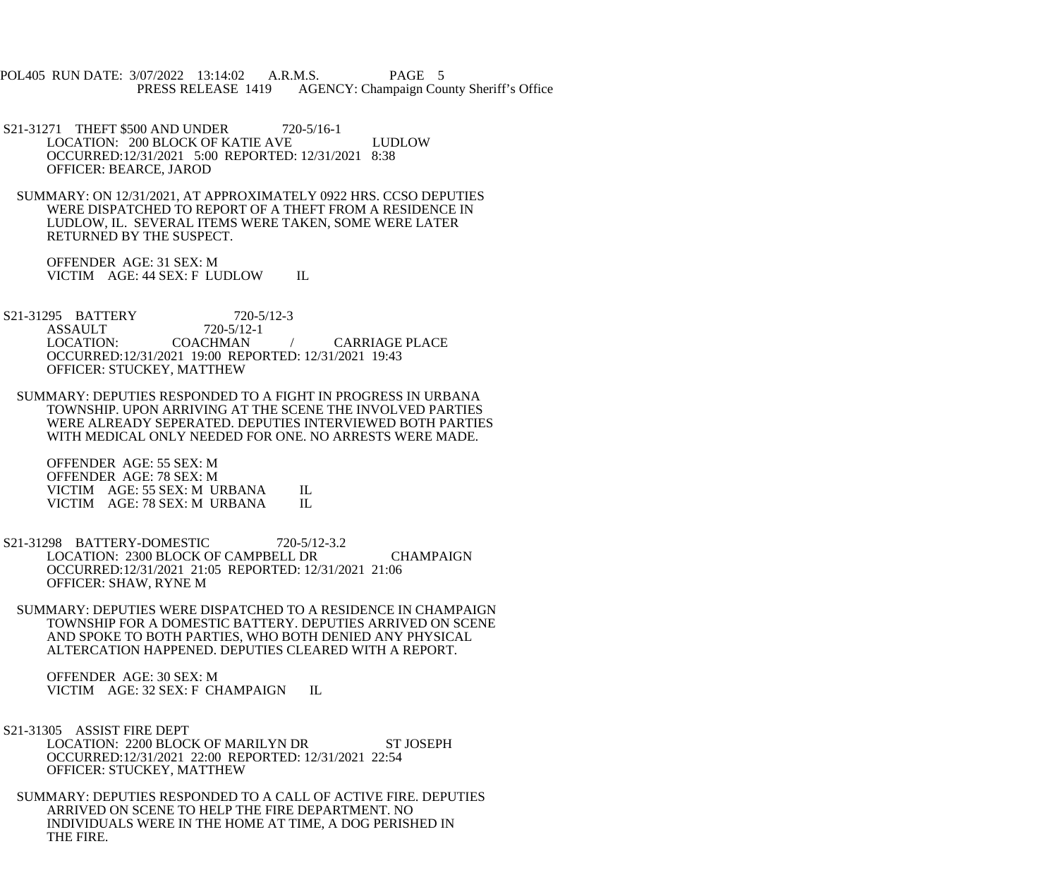S21-31271 THEFT $500 AND UNDER 720-5/16-1
LOCATION: 200 BLOCK OF KATIE AVE LUDLOW
OCCURRED:12/31/2021 5:00 REPORTED: 12/31/2021 8:38
OFFICER: BEARCE, JAROD

SUMMARY: ON 12/31/2021, AT APPROXIMATELY 0922 HRS. CCSO DEPUTIES WERE DISPATCHED TO REPORT OF A THEFT FROM A RESIDENCE IN LUDLOW, IL. SEVERAL ITEMS WERE TAKEN, SOME WERE LATER RETURNED BY THE SUSPECT.

OFFENDER AGE: 31 SEX: M
VICTIM AGE: 44 SEX: F LUDLOW IL

S21-31295 BATTERY 720-5/12-3
ASSAULT 720-5/12-1
LOCATION: COACHMAN / CARRIAGE PLACE
OCCURRED:12/31/2021 19:00 REPORTED: 12/31/2021 19:43
OFFICER: STUCKEY, MATTHEW

SUMMARY: DEPUTIES RESPONDED TO A FIGHT IN PROGRESS IN URBANA TOWNSHIP. UPON ARRIVING AT THE SCENE THE INVOLVED PARTIES WERE ALREADY SEPERATED. DEPUTIES INTERVIEWED BOTH PARTIES WITH MEDICAL ONLY NEEDED FOR ONE. NO ARRESTS WERE MADE.

OFFENDER AGE: 55 SEX: M
OFFENDER AGE: 78 SEX: M
VICTIM AGE: 55 SEX: M URBANA IL
VICTIM AGE: 78 SEX: M URBANA IL

S21-31298 BATTERY-DOMESTIC 720-5/12-3.2
LOCATION: 2300 BLOCK OF CAMPBELL DR CHAMPAIGN
OCCURRED:12/31/2021 21:05 REPORTED: 12/31/2021 21:06
OFFICER: SHAW, RYNE M

SUMMARY: DEPUTIES WERE DISPATCHED TO A RESIDENCE IN CHAMPAIGN TOWNSHIP FOR A DOMESTIC BATTERY. DEPUTIES ARRIVED ON SCENE AND SPOKE TO BOTH PARTIES, WHO BOTH DENIED ANY PHYSICAL ALTERCATION HAPPENED. DEPUTIES CLEARED WITH A REPORT.

OFFENDER AGE: 30 SEX: M
VICTIM AGE: 32 SEX: F CHAMPAIGN IL

S21-31305 ASSIST FIRE DEPT
LOCATION: 2200 BLOCK OF MARILYN DR ST JOSEPH
OCCURRED:12/31/2021 22:00 REPORTED: 12/31/2021 22:54
OFFICER: STUCKEY, MATTHEW

SUMMARY: DEPUTIES RESPONDED TO A CALL OF ACTIVE FIRE. DEPUTIES ARRIVED ON SCENE TO HELP THE FIRE DEPARTMENT. NO INDIVIDUALS WERE IN THE HOME AT TIME, A DOG PERISHED IN THE FIRE.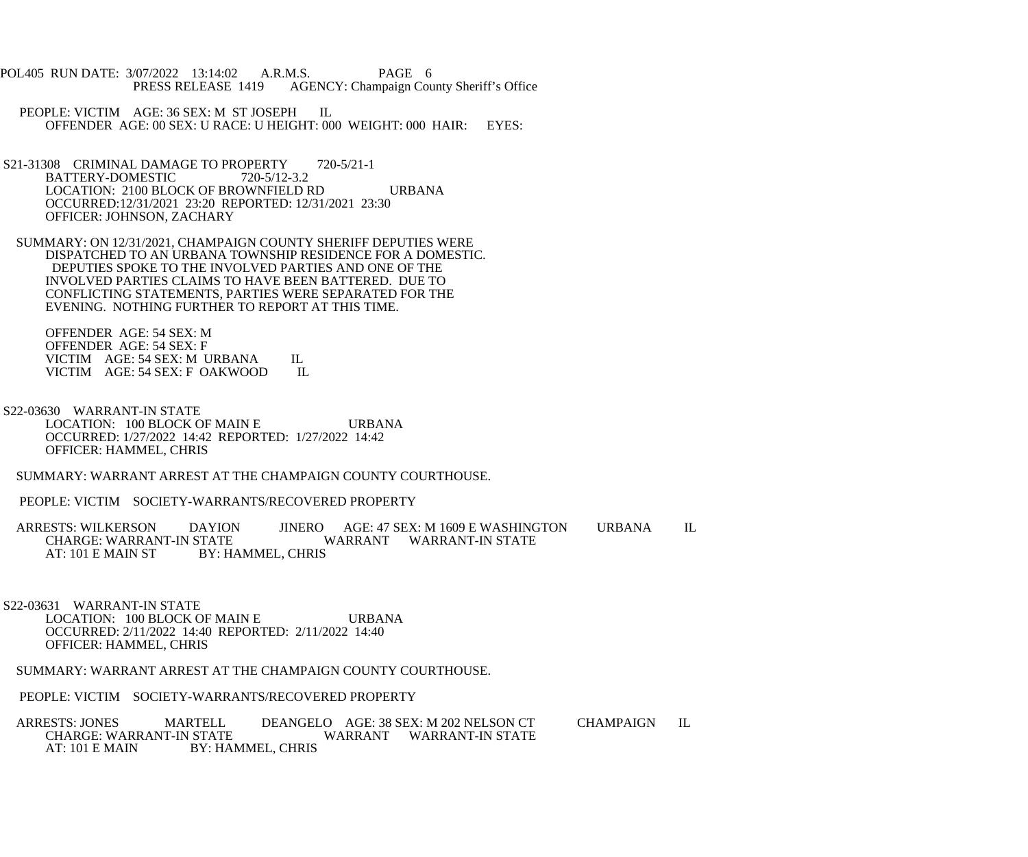POL405 RUN DATE: 3/07/2022 13:14:02 A.R.M.S. PAGE 6
PRESS RELEASE 1419 AGENCY: Champaign County Sheriff's Office

PEOPLE: VICTIM AGE: 36 SEX: M ST JOSEPH IL
OFFENDER AGE: 00 SEX: U RACE: U HEIGHT: 000 WEIGHT: 000 HAIR: EYES:

S21-31308 CRIMINAL DAMAGE TO PROPERTY 720-5/21-1
BATTERY-DOMESTIC 720-5/12-3.2
LOCATION: 2100 BLOCK OF BROWNFIELD RD URBANA
OCCURRED:12/31/2021 23:20 REPORTED: 12/31/2021 23:30
OFFICER: JOHNSON, ZACHARY

SUMMARY: ON 12/31/2021, CHAMPAIGN COUNTY SHERIFF DEPUTIES WERE DISPATCHED TO AN URBANA TOWNSHIP RESIDENCE FOR A DOMESTIC. DEPUTIES SPOKE TO THE INVOLVED PARTIES AND ONE OF THE INVOLVED PARTIES CLAIMS TO HAVE BEEN BATTERED. DUE TO CONFLICTING STATEMENTS, PARTIES WERE SEPARATED FOR THE EVENING. NOTHING FURTHER TO REPORT AT THIS TIME.

OFFENDER AGE: 54 SEX: M
OFFENDER AGE: 54 SEX: F
VICTIM AGE: 54 SEX: M URBANA IL
VICTIM AGE: 54 SEX: F OAKWOOD IL

S22-03630 WARRANT-IN STATE
LOCATION: 100 BLOCK OF MAIN E URBANA
OCCURRED: 1/27/2022 14:42 REPORTED: 1/27/2022 14:42
OFFICER: HAMMEL, CHRIS

SUMMARY: WARRANT ARREST AT THE CHAMPAIGN COUNTY COURTHOUSE.

PEOPLE: VICTIM SOCIETY-WARRANTS/RECOVERED PROPERTY

ARRESTS: WILKERSON DAYION JINERO AGE: 47 SEX: M 1609 E WASHINGTON URBANA IL
CHARGE: WARRANT-IN STATE WARRANT WARRANT-IN STATE
AT: 101 E MAIN ST BY: HAMMEL, CHRIS

S22-03631 WARRANT-IN STATE
LOCATION: 100 BLOCK OF MAIN E URBANA
OCCURRED: 2/11/2022 14:40 REPORTED: 2/11/2022 14:40
OFFICER: HAMMEL, CHRIS

SUMMARY: WARRANT ARREST AT THE CHAMPAIGN COUNTY COURTHOUSE.

PEOPLE: VICTIM SOCIETY-WARRANTS/RECOVERED PROPERTY

ARRESTS: JONES MARTELL DEANGELO AGE: 38 SEX: M 202 NELSON CT CHAMPAIGN IL
CHARGE: WARRANT-IN STATE WARRANT WARRANT-IN STATE
AT: 101 E MAIN BY: HAMMEL, CHRIS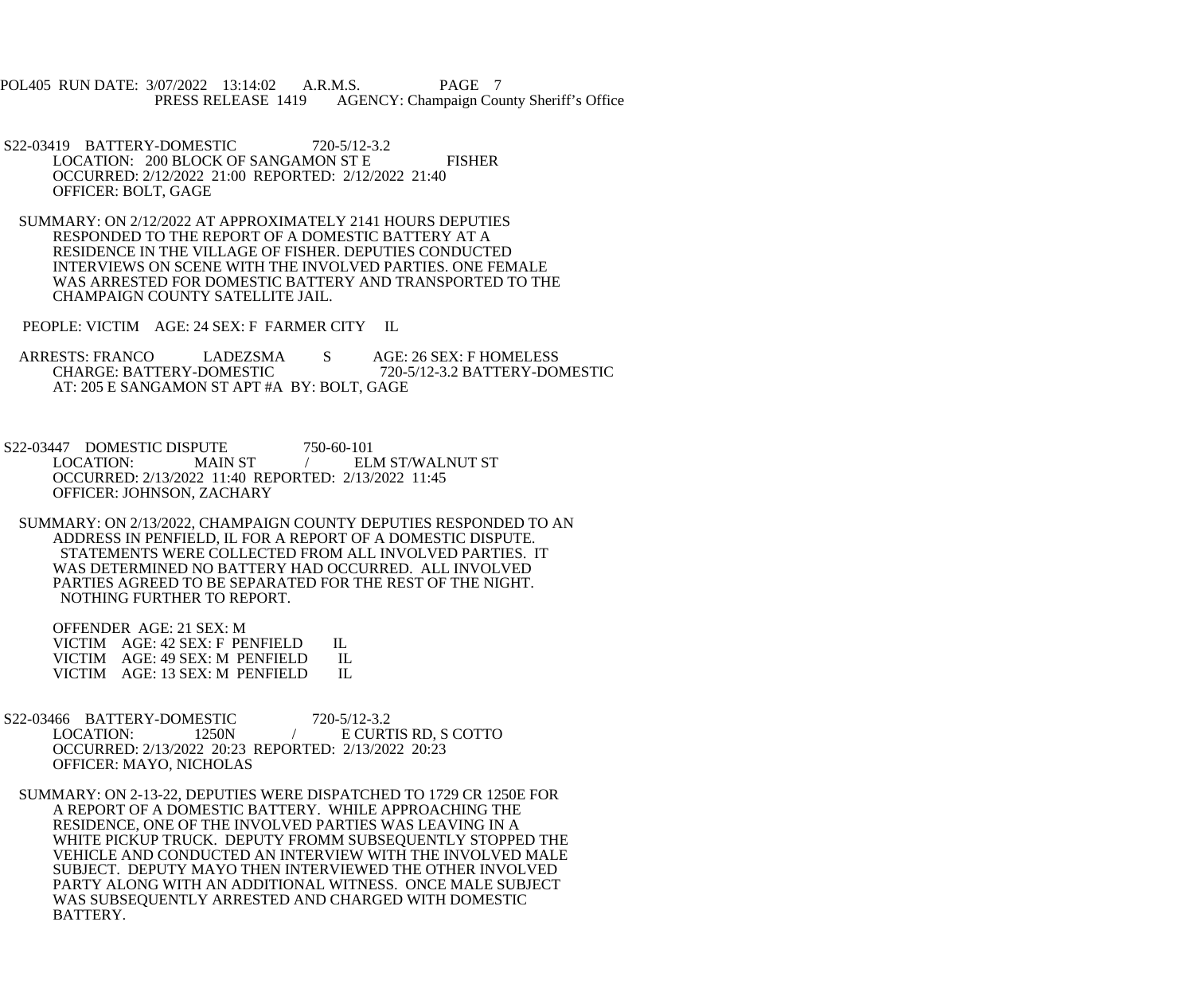S22-03419 BATTERY-DOMESTIC 720-5/12-3.2
LOCATION: 200 BLOCK OF SANGAMON ST E FISHER
OCCURRED: 2/12/2022 21:00 REPORTED: 2/12/2022 21:40
OFFICER: BOLT, GAGE

SUMMARY: ON 2/12/2022 AT APPROXIMATELY 2141 HOURS DEPUTIES RESPONDED TO THE REPORT OF A DOMESTIC BATTERY AT A RESIDENCE IN THE VILLAGE OF FISHER. DEPUTIES CONDUCTED INTERVIEWS ON SCENE WITH THE INVOLVED PARTIES. ONE FEMALE WAS ARRESTED FOR DOMESTIC BATTERY AND TRANSPORTED TO THE CHAMPAIGN COUNTY SATELLITE JAIL.

PEOPLE: VICTIM AGE: 24 SEX: F FARMER CITY IL

ARRESTS: FRANCO LADEZSMA S AGE: 26 SEX: F HOMELESS
CHARGE: BATTERY-DOMESTIC 720-5/12-3.2 BATTERY-DOMESTIC
AT: 205 E SANGAMON ST APT #A BY: BOLT, GAGE

S22-03447 DOMESTIC DISPUTE 750-60-101
LOCATION: MAIN ST / ELM ST/WALNUT ST
OCCURRED: 2/13/2022 11:40 REPORTED: 2/13/2022 11:45
OFFICER: JOHNSON, ZACHARY

SUMMARY: ON 2/13/2022, CHAMPAIGN COUNTY DEPUTIES RESPONDED TO AN ADDRESS IN PENFIELD, IL FOR A REPORT OF A DOMESTIC DISPUTE. STATEMENTS WERE COLLECTED FROM ALL INVOLVED PARTIES. IT WAS DETERMINED NO BATTERY HAD OCCURRED. ALL INVOLVED PARTIES AGREED TO BE SEPARATED FOR THE REST OF THE NIGHT. NOTHING FURTHER TO REPORT.

OFFENDER AGE: 21 SEX: M
VICTIM AGE: 42 SEX: F PENFIELD IL
VICTIM AGE: 49 SEX: M PENFIELD IL
VICTIM AGE: 13 SEX: M PENFIELD IL

S22-03466 BATTERY-DOMESTIC 720-5/12-3.2
LOCATION: 1250N / E CURTIS RD, S COTTO
OCCURRED: 2/13/2022 20:23 REPORTED: 2/13/2022 20:23
OFFICER: MAYO, NICHOLAS

SUMMARY: ON 2-13-22, DEPUTIES WERE DISPATCHED TO 1729 CR 1250E FOR A REPORT OF A DOMESTIC BATTERY. WHILE APPROACHING THE RESIDENCE, ONE OF THE INVOLVED PARTIES WAS LEAVING IN A WHITE PICKUP TRUCK. DEPUTY FROMM SUBSEQUENTLY STOPPED THE VEHICLE AND CONDUCTED AN INTERVIEW WITH THE INVOLVED MALE SUBJECT. DEPUTY MAYO THEN INTERVIEWED THE OTHER INVOLVED PARTY ALONG WITH AN ADDITIONAL WITNESS. ONCE MALE SUBJECT WAS SUBSEQUENTLY ARRESTED AND CHARGED WITH DOMESTIC BATTERY.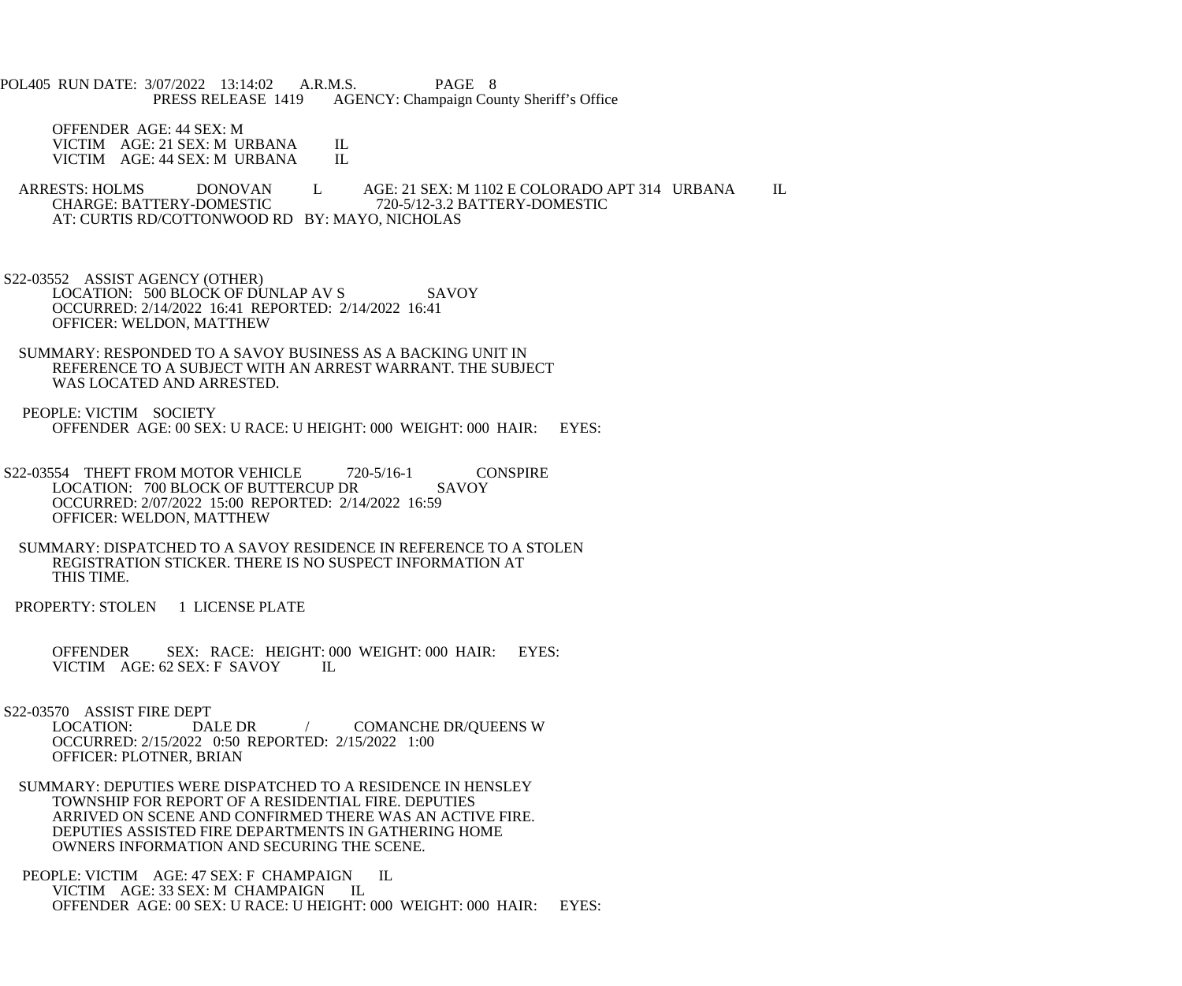OFFENDER AGE: 44 SEX: M
VICTIM AGE: 21 SEX: M URBANA IL
VICTIM AGE: 44 SEX: M URBANA IL

ARRESTS: HOLMS DONOVAN L AGE: 21 SEX: M 1102 E COLORADO APT 314 URBANA IL
CHARGE: BATTERY-DOMESTIC 720-5/12-3.2 BATTERY-DOMESTIC
AT: CURTIS RD/COTTONWOOD RD BY: MAYO, NICHOLAS

S22-03552 ASSIST AGENCY (OTHER)
LOCATION: 500 BLOCK OF DUNLAP AV S SAVOY
OCCURRED: 2/14/2022 16:41 REPORTED: 2/14/2022 16:41
OFFICER: WELDON, MATTHEW

SUMMARY: RESPONDED TO A SAVOY BUSINESS AS A BACKING UNIT IN REFERENCE TO A SUBJECT WITH AN ARREST WARRANT. THE SUBJECT WAS LOCATED AND ARRESTED.

PEOPLE: VICTIM SOCIETY
OFFENDER AGE: 00 SEX: U RACE: U HEIGHT: 000 WEIGHT: 000 HAIR: EYES:

S22-03554 THEFT FROM MOTOR VEHICLE 720-5/16-1 CONSPIRE
LOCATION: 700 BLOCK OF BUTTERCUP DR SAVOY
OCCURRED: 2/07/2022 15:00 REPORTED: 2/14/2022 16:59
OFFICER: WELDON, MATTHEW

SUMMARY: DISPATCHED TO A SAVOY RESIDENCE IN REFERENCE TO A STOLEN REGISTRATION STICKER. THERE IS NO SUSPECT INFORMATION AT THIS TIME.

PROPERTY: STOLEN 1 LICENSE PLATE

OFFENDER SEX: RACE: HEIGHT: 000 WEIGHT: 000 HAIR: EYES:
VICTIM AGE: 62 SEX: F SAVOY IL

S22-03570 ASSIST FIRE DEPT
LOCATION: DALE DR / COMANCHE DR/QUEENS W
OCCURRED: 2/15/2022 0:50 REPORTED: 2/15/2022 1:00
OFFICER: PLOTNER, BRIAN

SUMMARY: DEPUTIES WERE DISPATCHED TO A RESIDENCE IN HENSLEY TOWNSHIP FOR REPORT OF A RESIDENTIAL FIRE. DEPUTIES ARRIVED ON SCENE AND CONFIRMED THERE WAS AN ACTIVE FIRE. DEPUTIES ASSISTED FIRE DEPARTMENTS IN GATHERING HOME OWNERS INFORMATION AND SECURING THE SCENE.

PEOPLE: VICTIM AGE: 47 SEX: F CHAMPAIGN IL
VICTIM AGE: 33 SEX: M CHAMPAIGN IL
OFFENDER AGE: 00 SEX: U RACE: U HEIGHT: 000 WEIGHT: 000 HAIR: EYES: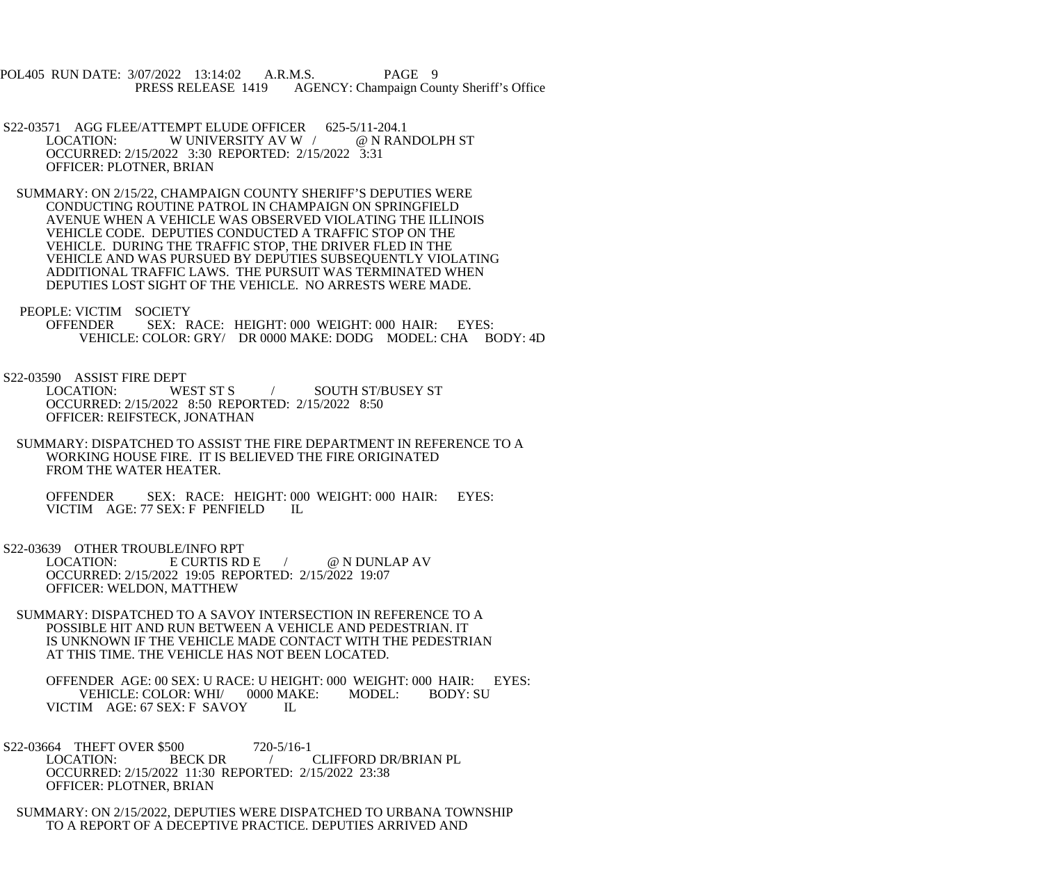S22-03571 AGG FLEE/ATTEMPT ELUDE OFFICER 625-5/11-204.1
LOCATION: W UNIVERSITY AV W / @ N RANDOLPH ST
OCCURRED: 2/15/2022 3:30 REPORTED: 2/15/2022 3:31
OFFICER: PLOTNER, BRIAN

SUMMARY: ON 2/15/22, CHAMPAIGN COUNTY SHERIFF'S DEPUTIES WERE CONDUCTING ROUTINE PATROL IN CHAMPAIGN ON SPRINGFIELD AVENUE WHEN A VEHICLE WAS OBSERVED VIOLATING THE ILLINOIS VEHICLE CODE. DEPUTIES CONDUCTED A TRAFFIC STOP ON THE VEHICLE. DURING THE TRAFFIC STOP, THE DRIVER FLED IN THE VEHICLE AND WAS PURSUED BY DEPUTIES SUBSEQUENTLY VIOLATING ADDITIONAL TRAFFIC LAWS. THE PURSUIT WAS TERMINATED WHEN DEPUTIES LOST SIGHT OF THE VEHICLE. NO ARRESTS WERE MADE.

PEOPLE: VICTIM SOCIETY
OFFENDER SEX: RACE: HEIGHT: 000 WEIGHT: 000 HAIR: EYES:
VEHICLE: COLOR: GRY/ DR 0000 MAKE: DODG MODEL: CHA BODY: 4D

S22-03590 ASSIST FIRE DEPT
LOCATION: WEST ST S / SOUTH ST/BUSEY ST
OCCURRED: 2/15/2022 8:50 REPORTED: 2/15/2022 8:50
OFFICER: REIFSTECK, JONATHAN

SUMMARY: DISPATCHED TO ASSIST THE FIRE DEPARTMENT IN REFERENCE TO A WORKING HOUSE FIRE. IT IS BELIEVED THE FIRE ORIGINATED FROM THE WATER HEATER.

OFFENDER SEX: RACE: HEIGHT: 000 WEIGHT: 000 HAIR: EYES:
VICTIM AGE: 77 SEX: F PENFIELD IL

S22-03639 OTHER TROUBLE/INFO RPT
LOCATION: E CURTIS RD E / @ N DUNLAP AV
OCCURRED: 2/15/2022 19:05 REPORTED: 2/15/2022 19:07
OFFICER: WELDON, MATTHEW

SUMMARY: DISPATCHED TO A SAVOY INTERSECTION IN REFERENCE TO A POSSIBLE HIT AND RUN BETWEEN A VEHICLE AND PEDESTRIAN. IT IS UNKNOWN IF THE VEHICLE MADE CONTACT WITH THE PEDESTRIAN AT THIS TIME. THE VEHICLE HAS NOT BEEN LOCATED.

OFFENDER AGE: 00 SEX: U RACE: U HEIGHT: 000 WEIGHT: 000 HAIR: EYES:
VEHICLE: COLOR: WHI/ 0000 MAKE: MODEL: BODY: SU
VICTIM AGE: 67 SEX: F SAVOY IL

S22-03664 THEFT OVER $500 720-5/16-1
LOCATION: BECK DR / CLIFFORD DR/BRIAN PL
OCCURRED: 2/15/2022 11:30 REPORTED: 2/15/2022 23:38
OFFICER: PLOTNER, BRIAN

SUMMARY: ON 2/15/2022, DEPUTIES WERE DISPATCHED TO URBANA TOWNSHIP TO A REPORT OF A DECEPTIVE PRACTICE. DEPUTIES ARRIVED AND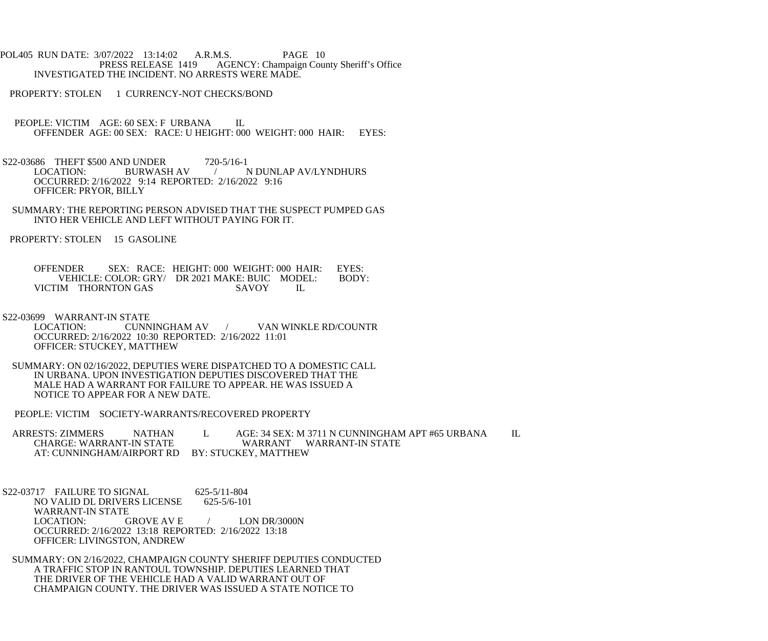INVESTIGATED THE INCIDENT. NO ARRESTS WERE MADE.

PROPERTY: STOLEN 1 CURRENCY-NOT CHECKS/BOND

PEOPLE: VICTIM AGE: 60 SEX: F URBANA IL
OFFENDER AGE: 00 SEX: RACE: U HEIGHT: 000 WEIGHT: 000 HAIR: EYES:

S22-03686 THEFT $500 AND UNDER 720-5/16-1
LOCATION: BURWASH AV / N DUNLAP AV/LYNDHURS
OCCURRED: 2/16/2022 9:14 REPORTED: 2/16/2022 9:16
OFFICER: PRYOR, BILLY

SUMMARY: THE REPORTING PERSON ADVISED THAT THE SUSPECT PUMPED GAS INTO HER VEHICLE AND LEFT WITHOUT PAYING FOR IT.

PROPERTY: STOLEN 15 GASOLINE

OFFENDER SEX: RACE: HEIGHT: 000 WEIGHT: 000 HAIR: EYES:
VEHICLE: COLOR: GRY/ DR 2021 MAKE: BUIC MODEL: BODY:
VICTIM THORNTON GAS SAVOY IL

S22-03699 WARRANT-IN STATE
LOCATION: CUNNINGHAM AV / VAN WINKLE RD/COUNTR
OCCURRED: 2/16/2022 10:30 REPORTED: 2/16/2022 11:01
OFFICER: STUCKEY, MATTHEW

SUMMARY: ON 02/16/2022, DEPUTIES WERE DISPATCHED TO A DOMESTIC CALL IN URBANA. UPON INVESTIGATION DEPUTIES DISCOVERED THAT THE MALE HAD A WARRANT FOR FAILURE TO APPEAR. HE WAS ISSUED A NOTICE TO APPEAR FOR A NEW DATE.

PEOPLE: VICTIM SOCIETY-WARRANTS/RECOVERED PROPERTY

ARRESTS: ZIMMERS NATHAN L AGE: 34 SEX: M 3711 N CUNNINGHAM APT #65 URBANA IL
CHARGE: WARRANT-IN STATE WARRANT WARRANT-IN STATE
AT: CUNNINGHAM/AIRPORT RD BY: STUCKEY, MATTHEW

S22-03717 FAILURE TO SIGNAL 625-5/11-804
NO VALID DL DRIVERS LICENSE 625-5/6-101
WARRANT-IN STATE
LOCATION: GROVE AV E / LON DR/3000N
OCCURRED: 2/16/2022 13:18 REPORTED: 2/16/2022 13:18
OFFICER: LIVINGSTON, ANDREW

SUMMARY: ON 2/16/2022, CHAMPAIGN COUNTY SHERIFF DEPUTIES CONDUCTED A TRAFFIC STOP IN RANTOUL TOWNSHIP. DEPUTIES LEARNED THAT THE DRIVER OF THE VEHICLE HAD A VALID WARRANT OUT OF CHAMPAIGN COUNTY. THE DRIVER WAS ISSUED A STATE NOTICE TO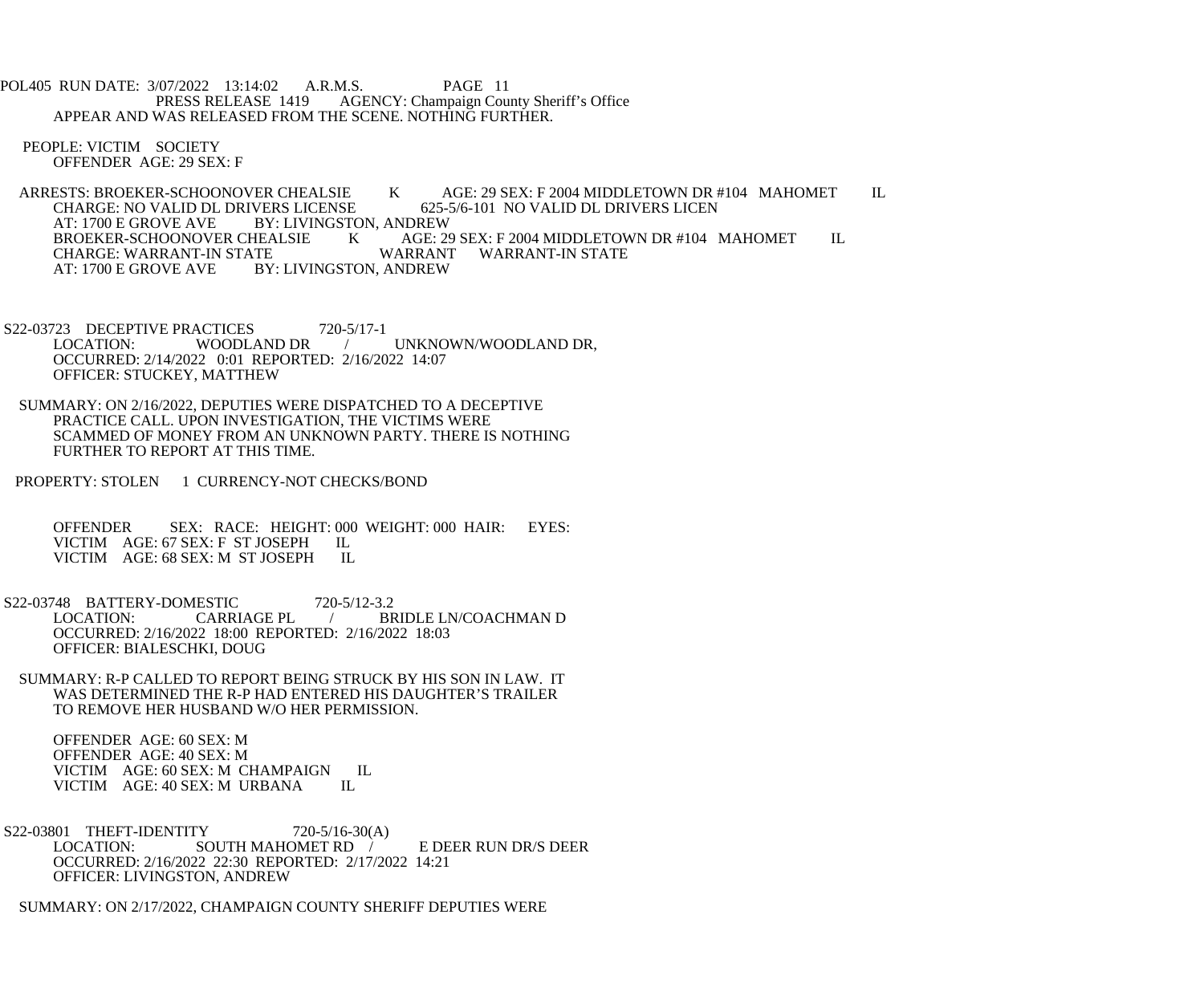APPEAR AND WAS RELEASED FROM THE SCENE. NOTHING FURTHER.

PEOPLE: VICTIM SOCIETY
OFFENDER AGE: 29 SEX: F

ARRESTS: BROEKER-SCHOONOVER CHEALSIE K AGE: 29 SEX: F 2004 MIDDLETOWN DR #104 MAHOMET IL
CHARGE: NO VALID DL DRIVERS LICENSE 625-5/6-101 NO VALID DL DRIVERS LICEN
AT: 1700 E GROVE AVE BY: LIVINGSTON, ANDREW
BROEKER-SCHOONOVER CHEALSIE K AGE: 29 SEX: F 2004 MIDDLETOWN DR #104 MAHOMET IL
CHARGE: WARRANT-IN STATE WARRANT WARRANT-IN STATE
AT: 1700 E GROVE AVE BY: LIVINGSTON, ANDREW

S22-03723 DECEPTIVE PRACTICES 720-5/17-1
LOCATION: WOODLAND DR / UNKNOWN/WOODLAND DR,
OCCURRED: 2/14/2022 0:01 REPORTED: 2/16/2022 14:07
OFFICER: STUCKEY, MATTHEW

SUMMARY: ON 2/16/2022, DEPUTIES WERE DISPATCHED TO A DECEPTIVE PRACTICE CALL. UPON INVESTIGATION, THE VICTIMS WERE SCAMMED OF MONEY FROM AN UNKNOWN PARTY. THERE IS NOTHING FURTHER TO REPORT AT THIS TIME.

PROPERTY: STOLEN 1 CURRENCY-NOT CHECKS/BOND

OFFENDER SEX: RACE: HEIGHT: 000 WEIGHT: 000 HAIR: EYES:
VICTIM AGE: 67 SEX: F ST JOSEPH IL
VICTIM AGE: 68 SEX: M ST JOSEPH IL

S22-03748 BATTERY-DOMESTIC 720-5/12-3.2
LOCATION: CARRIAGE PL / BRIDLE LN/COACHMAN D
OCCURRED: 2/16/2022 18:00 REPORTED: 2/16/2022 18:03
OFFICER: BIALESCHKI, DOUG

SUMMARY: R-P CALLED TO REPORT BEING STRUCK BY HIS SON IN LAW. IT WAS DETERMINED THE R-P HAD ENTERED HIS DAUGHTER'S TRAILER TO REMOVE HER HUSBAND W/O HER PERMISSION.

OFFENDER AGE: 60 SEX: M
OFFENDER AGE: 40 SEX: M
VICTIM AGE: 60 SEX: M CHAMPAIGN IL
VICTIM AGE: 40 SEX: M URBANA IL

S22-03801 THEFT-IDENTITY 720-5/16-30(A)
LOCATION: SOUTH MAHOMET RD / E DEER RUN DR/S DEER
OCCURRED: 2/16/2022 22:30 REPORTED: 2/17/2022 14:21
OFFICER: LIVINGSTON, ANDREW

SUMMARY: ON 2/17/2022, CHAMPAIGN COUNTY SHERIFF DEPUTIES WERE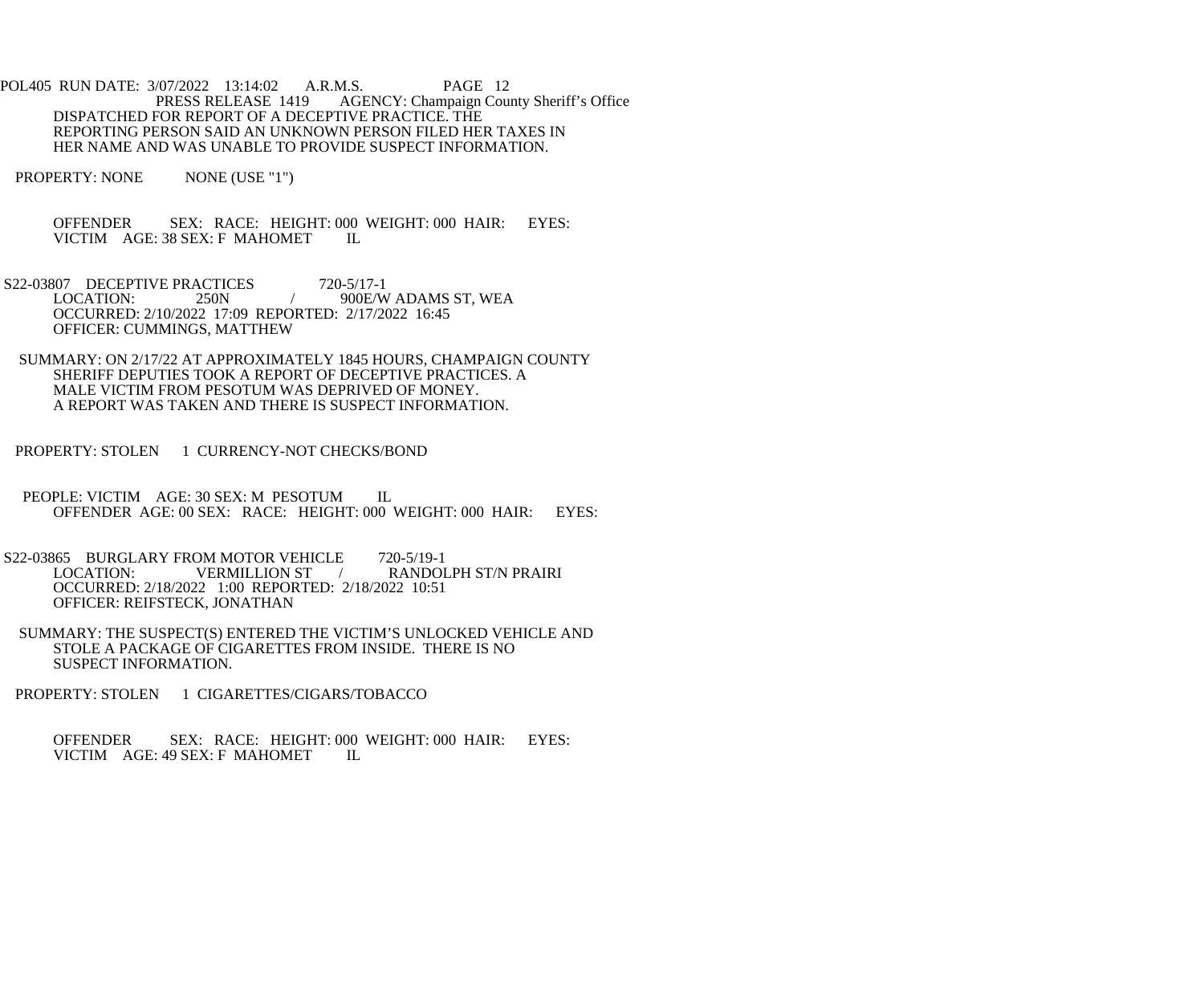DISPATCHED FOR REPORT OF A DECEPTIVE PRACTICE. THE REPORTING PERSON SAID AN UNKNOWN PERSON FILED HER TAXES IN HER NAME AND WAS UNABLE TO PROVIDE SUSPECT INFORMATION.

PROPERTY: NONE NONE (USE "1")

OFFENDER SEX: RACE: HEIGHT: 000 WEIGHT: 000 HAIR: EYES:
VICTIM AGE: 38 SEX: F MAHOMET IL

S22-03807 DECEPTIVE PRACTICES 720-5/17-1
LOCATION: 250N / 900E/W ADAMS ST, WEA
OCCURRED: 2/10/2022 17:09 REPORTED: 2/17/2022 16:45
OFFICER: CUMMINGS, MATTHEW

SUMMARY: ON 2/17/22 AT APPROXIMATELY 1845 HOURS, CHAMPAIGN COUNTY SHERIFF DEPUTIES TOOK A REPORT OF DECEPTIVE PRACTICES. A MALE VICTIM FROM PESOTUM WAS DEPRIVED OF MONEY. A REPORT WAS TAKEN AND THERE IS SUSPECT INFORMATION.

PROPERTY: STOLEN 1 CURRENCY-NOT CHECKS/BOND

PEOPLE: VICTIM AGE: 30 SEX: M PESOTUM IL
OFFENDER AGE: 00 SEX: RACE: HEIGHT: 000 WEIGHT: 000 HAIR: EYES:

S22-03865 BURGLARY FROM MOTOR VEHICLE 720-5/19-1
LOCATION: VERMILLION ST / RANDOLPH ST/N PRAIRI
OCCURRED: 2/18/2022 1:00 REPORTED: 2/18/2022 10:51
OFFICER: REIFSTECK, JONATHAN

SUMMARY: THE SUSPECT(S) ENTERED THE VICTIM'S UNLOCKED VEHICLE AND STOLE A PACKAGE OF CIGARETTES FROM INSIDE. THERE IS NO SUSPECT INFORMATION.

PROPERTY: STOLEN 1 CIGARETTES/CIGARS/TOBACCO

OFFENDER SEX: RACE: HEIGHT: 000 WEIGHT: 000 HAIR: EYES:
VICTIM AGE: 49 SEX: F MAHOMET IL